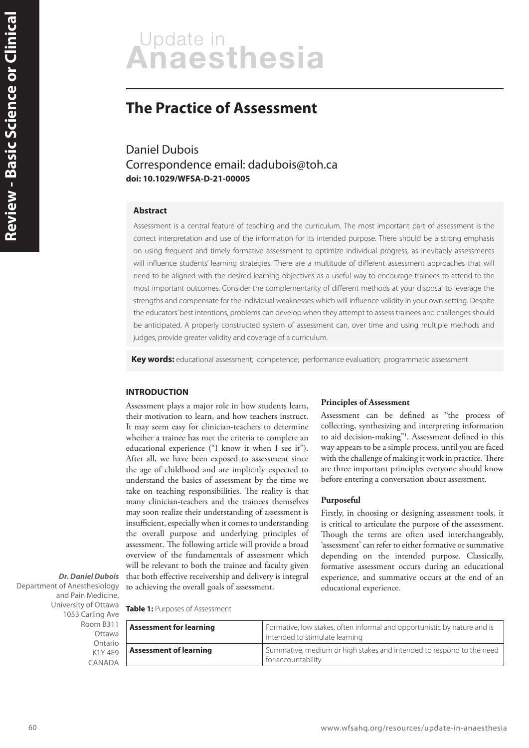# The Practice of Assessment

Daniel Dubois

Correspondence email: dadubois@toh.ca

**doi: 10.1029/WFSA-D-21-00005**

**Abstract**

Assessment is a central feature of teaching and the curriculum. The most important part of assessment is the correct interpretation and use of the information for its intended purpose. There should be a strong emphasis on using frequent and timely formative assessment to optimize individual progress, as inevitably assessments will influence students' learning strategies. There are a multitude of different assessment approaches that will need to be aligned with the desired learning objectives as a useful way to encourage trainees to attend to the most important outcomes. Consider the complementarity of different methods at your disposal to leverage the strengths and compensate for the individual weaknesses which will influence validity in your own setting. Despite the educators' best intentions, problems can develop when they attempt to assess trainees and challenges should be anticipated. A properly constructed system of assessment can, over time and using multiple methods and judges, provide greater validity and coverage of a curriculum.

**Key words:** educational assessment; competence; performance evaluation; programmatic assessment

***Dr. Daniel Dubois***
Department of Anesthesiology and Pain Medicine,
University of Ottawa
1053 Carling Ave
Room B311
Ottawa
Ontario
K1Y 4E9
CANADA

## INTRODUCTION

Assessment plays a major role in how students learn, their motivation to learn, and how teachers instruct. It may seem easy for clinician-teachers to determine whether a trainee has met the criteria to complete an educational experience ("I know it when I see it"). After all, we have been exposed to assessment since the age of childhood and are implicitly expected to understand the basics of assessment by the time we take on teaching responsibilities. The reality is that many clinician-teachers and the trainees themselves may soon realize their understanding of assessment is insufficient, especially when it comes to understanding the overall purpose and underlying principles of assessment. The following article will provide a broad overview of the fundamentals of assessment which will be relevant to both the trainee and faculty given that both effective receivership and delivery is integral to achieving the overall goals of assessment.

### Principles of Assessment

Assessment can be defined as "the process of collecting, synthesizing and interpreting information to aid decision-making"[1]. Assessment defined in this way appears to be a simple process, until you are faced with the challenge of making it work in practice. There are three important principles everyone should know before entering a conversation about assessment.

### Purposeful

Firstly, in choosing or designing assessment tools, it is critical to articulate the purpose of the assessment. Though the terms are often used interchangeably, 'assessment' can refer to either formative or summative depending on the intended purpose. Classically, formative assessment occurs during an educational experience, and summative occurs at the end of an educational experience.

**Table 1:** Purposes of Assessment

| | |
|---|---|
| **Assessment for learning** | Formative, low stakes, often informal and opportunistic by nature and is intended to stimulate learning |
| **Assessment of learning** | Summative, medium or high stakes and intended to respond to the need for accountability |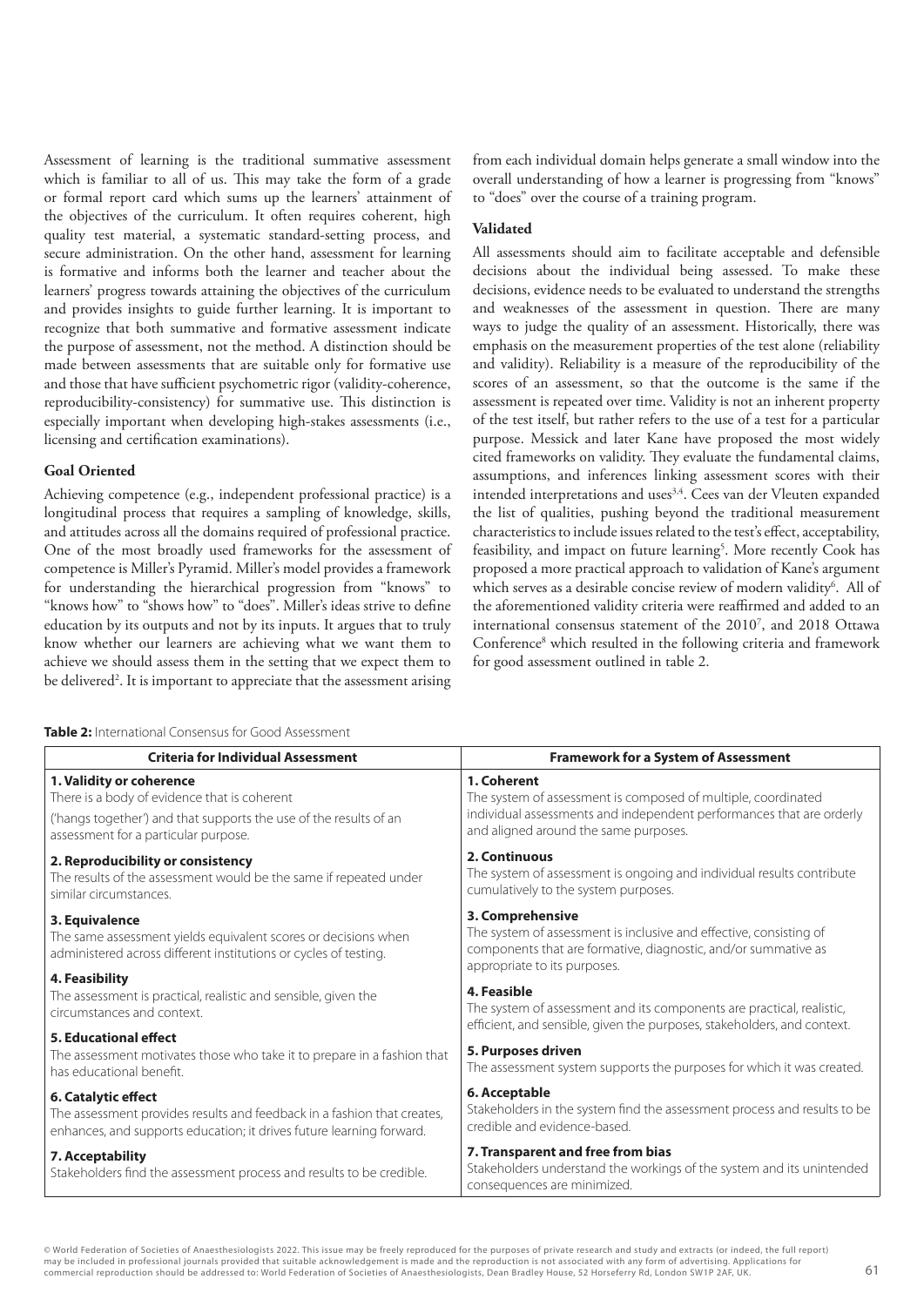Assessment of learning is the traditional summative assessment which is familiar to all of us. This may take the form of a grade or formal report card which sums up the learners' attainment of the objectives of the curriculum. It often requires coherent, high quality test material, a systematic standard-setting process, and secure administration. On the other hand, assessment for learning is formative and informs both the learner and teacher about the learners' progress towards attaining the objectives of the curriculum and provides insights to guide further learning. It is important to recognize that both summative and formative assessment indicate the purpose of assessment, not the method. A distinction should be made between assessments that are suitable only for formative use and those that have sufficient psychometric rigor (validity-coherence, reproducibility-consistency) for summative use. This distinction is especially important when developing high-stakes assessments (i.e., licensing and certification examinations).

### Goal Oriented

Achieving competence (e.g., independent professional practice) is a longitudinal process that requires a sampling of knowledge, skills, and attitudes across all the domains required of professional practice. One of the most broadly used frameworks for the assessment of competence is Miller's Pyramid. Miller's model provides a framework for understanding the hierarchical progression from "knows" to "knows how" to "shows how" to "does". Miller's ideas strive to define education by its outputs and not by its inputs. It argues that to truly know whether our learners are achieving what we want them to achieve we should assess them in the setting that we expect them to be delivered[2]. It is important to appreciate that the assessment arising from each individual domain helps generate a small window into the overall understanding of how a learner is progressing from "knows" to "does" over the course of a training program.

### Validated

All assessments should aim to facilitate acceptable and defensible decisions about the individual being assessed. To make these decisions, evidence needs to be evaluated to understand the strengths and weaknesses of the assessment in question. There are many ways to judge the quality of an assessment. Historically, there was emphasis on the measurement properties of the test alone (reliability and validity). Reliability is a measure of the reproducibility of the scores of an assessment, so that the outcome is the same if the assessment is repeated over time. Validity is not an inherent property of the test itself, but rather refers to the use of a test for a particular purpose. Messick and later Kane have proposed the most widely cited frameworks on validity. They evaluate the fundamental claims, assumptions, and inferences linking assessment scores with their intended interpretations and uses[3,4]. Cees van der Vleuten expanded the list of qualities, pushing beyond the traditional measurement characteristics to include issues related to the test's effect, acceptability, feasibility, and impact on future learning[5]. More recently Cook has proposed a more practical approach to validation of Kane's argument which serves as a desirable concise review of modern validity[6]. All of the aforementioned validity criteria were reaffirmed and added to an international consensus statement of the 2010[7], and 2018 Ottawa Conference[8] which resulted in the following criteria and framework for good assessment outlined in table 2.

**Table 2:** International Consensus for Good Assessment

| Criteria for Individual Assessment | Framework for a System of Assessment |
|---|---|
| **1. Validity or coherence** There is a body of evidence that is coherent ('hangs together') and that supports the use of the results of an assessment for a particular purpose. | **1. Coherent** The system of assessment is composed of multiple, coordinated individual assessments and independent performances that are orderly and aligned around the same purposes. |
| **2. Reproducibility or consistency** The results of the assessment would be the same if repeated under similar circumstances. | **2. Continuous** The system of assessment is ongoing and individual results contribute cumulatively to the system purposes. |
| **3. Equivalence** The same assessment yields equivalent scores or decisions when administered across different institutions or cycles of testing. | **3. Comprehensive** The system of assessment is inclusive and effective, consisting of components that are formative, diagnostic, and/or summative as appropriate to its purposes. |
| **4. Feasibility** The assessment is practical, realistic and sensible, given the circumstances and context. | **4. Feasible** The system of assessment and its components are practical, realistic, efficient, and sensible, given the purposes, stakeholders, and context. |
| **5. Educational effect** The assessment motivates those who take it to prepare in a fashion that has educational benefit. | **5. Purposes driven** The assessment system supports the purposes for which it was created. |
| **6. Catalytic effect** The assessment provides results and feedback in a fashion that creates, enhances, and supports education; it drives future learning forward. | **6. Acceptable** Stakeholders in the system find the assessment process and results to be credible and evidence-based. |
| **7. Acceptability** Stakeholders find the assessment process and results to be credible. | **7. Transparent and free from bias** Stakeholders understand the workings of the system and its unintended consequences are minimized. |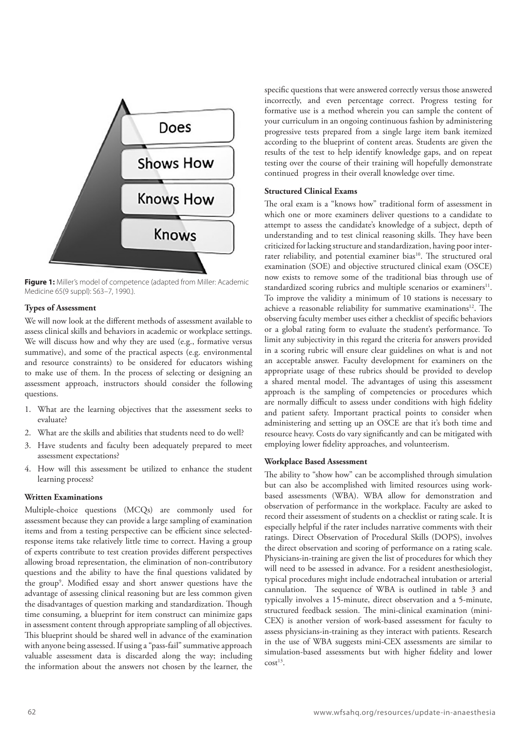Does

Shows How

Knows How

Knows

**Figure 1:** Miller's model of competence (adapted from Miller: Academic Medicine 65(9 suppl): S63–7, 1990.).

**Types of Assessment**

We will now look at the different methods of assessment available to assess clinical skills and behaviors in academic or workplace settings. We will discuss how and why they are used (e.g., formative versus summative), and some of the practical aspects (e.g. environmental and resource constraints) to be onsidered for educators wishing to make use of them. In the process of selecting or designing an assessment approach, instructors should consider the following questions.

1. What are the learning objectives that the assessment seeks to evaluate?
2. What are the skills and abilities that students need to do well?
3. Have students and faculty been adequately prepared to meet assessment expectations?
4. How will this assessment be utilized to enhance the student learning process?

**Written Examinations**

Multiple-choice questions (MCQs) are commonly used for assessment because they can provide a large sampling of examination items and from a testing perspective can be efficient since selected-response items take relatively little time to correct. Having a group of experts contribute to test creation provides different perspectives allowing broad representation, the elimination of non-contributory questions and the ability to have the final questions validated by the group[9]. Modified essay and short answer questions have the advantage of assessing clinical reasoning but are less common given the disadvantages of question marking and standardization. Though time consuming, a blueprint for item construct can minimize gaps in assessment content through appropriate sampling of all objectives. This blueprint should be shared well in advance of the examination with anyone being assessed. If using a "pass-fail" summative approach valuable assessment data is discarded along the way; including the information about the answers not chosen by the learner, the specific questions that were answered correctly versus those answered incorrectly, and even percentage correct. Progress testing for formative use is a method wherein you can sample the content of your curriculum in an ongoing continuous fashion by administering progressive tests prepared from a single large item bank itemized according to the blueprint of content areas. Students are given the results of the test to help identify knowledge gaps, and on repeat testing over the course of their training will hopefully demonstrate continued progress in their overall knowledge over time.

**Structured Clinical Exams**

The oral exam is a "knows how" traditional form of assessment in which one or more examiners deliver questions to a candidate to attempt to assess the candidate's knowledge of a subject, depth of understanding and to test clinical reasoning skills. They have been criticized for lacking structure and standardization, having poor inter-rater reliability, and potential examiner bias[10]. The structured oral examination (SOE) and objective structured clinical exam (OSCE) now exists to remove some of the traditional bias through use of standardized scoring rubrics and multiple scenarios or examiners[11]. To improve the validity a minimum of 10 stations is necessary to achieve a reasonable reliability for summative examinations[12]. The observing faculty member uses either a checklist of specific behaviors or a global rating form to evaluate the student's performance. To limit any subjectivity in this regard the criteria for answers provided in a scoring rubric will ensure clear guidelines on what is and not an acceptable answer. Faculty development for examiners on the appropriate usage of these rubrics should be provided to develop a shared mental model. The advantages of using this assessment approach is the sampling of competencies or procedures which are normally difficult to assess under conditions with high fidelity and patient safety. Important practical points to consider when administering and setting up an OSCE are that it's both time and resource heavy. Costs do vary significantly and can be mitigated with employing lower fidelity approaches, and volunteerism.

**Workplace Based Assessment**

The ability to "show how" can be accomplished through simulation but can also be accomplished with limited resources using work-based assessments (WBA). WBA allow for demonstration and observation of performance in the workplace. Faculty are asked to record their assessment of students on a checklist or rating scale. It is especially helpful if the rater includes narrative comments with their ratings. Direct Observation of Procedural Skills (DOPS), involves the direct observation and scoring of performance on a rating scale. Physicians-in-training are given the list of procedures for which they will need to be assessed in advance. For a resident anesthesiologist, typical procedures might include endotracheal intubation or arterial cannulation. The sequence of WBA is outlined in table 3 and typically involves a 15-minute, direct observation and a 5-minute, structured feedback session. The mini-clinical examination (mini-CEX) is another version of work-based assessment for faculty to assess physicians-in-training as they interact with patients. Research in the use of WBA suggests mini-CEX assessments are similar to simulation-based assessments but with higher fidelity and lower cost[13].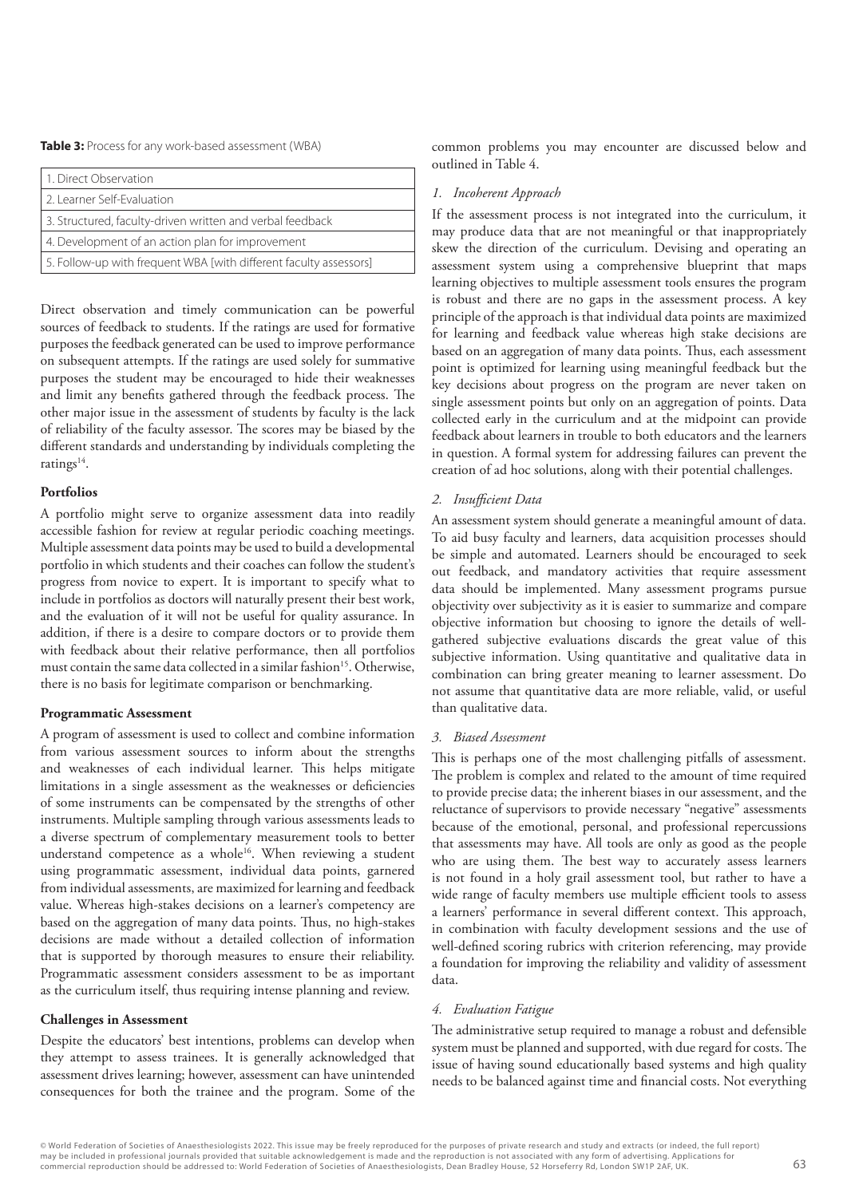**Table 3:** Process for any work-based assessment (WBA)

| |
|---|
| 1. Direct Observation |
| 2. Learner Self-Evaluation |
| 3. Structured, faculty-driven written and verbal feedback |
| 4. Development of an action plan for improvement |
| 5. Follow-up with frequent WBA [with different faculty assessors] |

Direct observation and timely communication can be powerful sources of feedback to students. If the ratings are used for formative purposes the feedback generated can be used to improve performance on subsequent attempts. If the ratings are used solely for summative purposes the student may be encouraged to hide their weaknesses and limit any benefits gathered through the feedback process. The other major issue in the assessment of students by faculty is the lack of reliability of the faculty assessor. The scores may be biased by the different standards and understanding by individuals completing the ratings[14].

**Portfolios**

A portfolio might serve to organize assessment data into readily accessible fashion for review at regular periodic coaching meetings. Multiple assessment data points may be used to build a developmental portfolio in which students and their coaches can follow the student's progress from novice to expert. It is important to specify what to include in portfolios as doctors will naturally present their best work, and the evaluation of it will not be useful for quality assurance. In addition, if there is a desire to compare doctors or to provide them with feedback about their relative performance, then all portfolios must contain the same data collected in a similar fashion[15]. Otherwise, there is no basis for legitimate comparison or benchmarking.

**Programmatic Assessment**

A program of assessment is used to collect and combine information from various assessment sources to inform about the strengths and weaknesses of each individual learner. This helps mitigate limitations in a single assessment as the weaknesses or deficiencies of some instruments can be compensated by the strengths of other instruments. Multiple sampling through various assessments leads to a diverse spectrum of complementary measurement tools to better understand competence as a whole[16]. When reviewing a student using programmatic assessment, individual data points, garnered from individual assessments, are maximized for learning and feedback value. Whereas high-stakes decisions on a learner's competency are based on the aggregation of many data points. Thus, no high-stakes decisions are made without a detailed collection of information that is supported by thorough measures to ensure their reliability. Programmatic assessment considers assessment to be as important as the curriculum itself, thus requiring intense planning and review.

**Challenges in Assessment**

Despite the educators' best intentions, problems can develop when they attempt to assess trainees. It is generally acknowledged that assessment drives learning; however, assessment can have unintended consequences for both the trainee and the program. Some of the common problems you may encounter are discussed below and outlined in Table 4.

*1. Incoherent Approach*

If the assessment process is not integrated into the curriculum, it may produce data that are not meaningful or that inappropriately skew the direction of the curriculum. Devising and operating an assessment system using a comprehensive blueprint that maps learning objectives to multiple assessment tools ensures the program is robust and there are no gaps in the assessment process. A key principle of the approach is that individual data points are maximized for learning and feedback value whereas high stake decisions are based on an aggregation of many data points. Thus, each assessment point is optimized for learning using meaningful feedback but the key decisions about progress on the program are never taken on single assessment points but only on an aggregation of points. Data collected early in the curriculum and at the midpoint can provide feedback about learners in trouble to both educators and the learners in question. A formal system for addressing failures can prevent the creation of ad hoc solutions, along with their potential challenges.

*2. Insufficient Data*

An assessment system should generate a meaningful amount of data. To aid busy faculty and learners, data acquisition processes should be simple and automated. Learners should be encouraged to seek out feedback, and mandatory activities that require assessment data should be implemented. Many assessment programs pursue objectivity over subjectivity as it is easier to summarize and compare objective information but choosing to ignore the details of well-gathered subjective evaluations discards the great value of this subjective information. Using quantitative and qualitative data in combination can bring greater meaning to learner assessment. Do not assume that quantitative data are more reliable, valid, or useful than qualitative data.

*3. Biased Assessment*

This is perhaps one of the most challenging pitfalls of assessment. The problem is complex and related to the amount of time required to provide precise data; the inherent biases in our assessment, and the reluctance of supervisors to provide necessary "negative" assessments because of the emotional, personal, and professional repercussions that assessments may have. All tools are only as good as the people who are using them. The best way to accurately assess learners is not found in a holy grail assessment tool, but rather to have a wide range of faculty members use multiple efficient tools to assess a learners' performance in several different context. This approach, in combination with faculty development sessions and the use of well-defined scoring rubrics with criterion referencing, may provide a foundation for improving the reliability and validity of assessment data.

*4. Evaluation Fatigue*

The administrative setup required to manage a robust and defensible system must be planned and supported, with due regard for costs. The issue of having sound educationally based systems and high quality needs to be balanced against time and financial costs. Not everything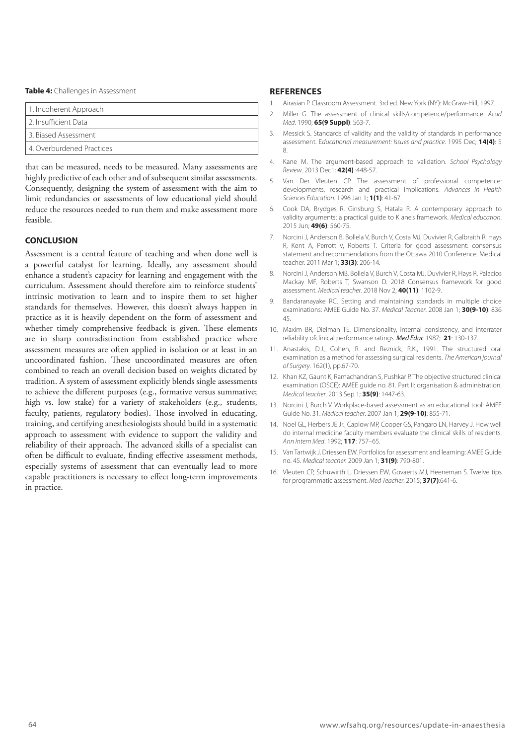**Table 4:** Challenges in Assessment

| |
|---|
| 1. Incoherent Approach |
| 2. Insufficient Data |
| 3. Biased Assessment |
| 4. Overburdened Practices |

that can be measured, needs to be measured. Many assessments are highly predictive of each other and of subsequent similar assessments. Consequently, designing the system of assessment with the aim to limit redundancies or assessments of low educational yield should reduce the resources needed to run them and make assessment more feasible.

## CONCLUSION

Assessment is a central feature of teaching and when done well is a powerful catalyst for learning. Ideally, any assessment should enhance a student's capacity for learning and engagement with the curriculum. Assessment should therefore aim to reinforce students' intrinsic motivation to learn and to inspire them to set higher standards for themselves. However, this doesn't always happen in practice as it is heavily dependent on the form of assessment and whether timely comprehensive feedback is given. These elements are in sharp contradistinction from established practice where assessment measures are often applied in isolation or at least in an uncoordinated fashion. These uncoordinated measures are often combined to reach an overall decision based on weights dictated by tradition. A system of assessment explicitly blends single assessments to achieve the different purposes (e.g., formative versus summative; high vs. low stake) for a variety of stakeholders (e.g., students, faculty, patients, regulatory bodies). Those involved in educating, training, and certifying anesthesiologists should build in a systematic approach to assessment with evidence to support the validity and reliability of their approach. The advanced skills of a specialist can often be difficult to evaluate, finding effective assessment methods, especially systems of assessment that can eventually lead to more capable practitioners is necessary to effect long-term improvements in practice.

## REFERENCES

1. Airasian P. Classroom Assessment. 3rd ed. New York (NY): McGraw-Hill, 1997.
2. Miller G. The assessment of clinical skills/competence/performance. *Acad Med*. 1990; **65(9 Suppl)**: S63-7.
3. Messick S. Standards of validity and the validity of standards in performance assessment. *Educational measurement: Issues and practice*. 1995 Dec; **14(4)**: 5 8.
4. Kane M. The argument-based approach to validation. *School Psychology Review*. 2013 Dec1; **42(4)** :448-57.
5. Van Der Vleuten CP. The assessment of professional competence: developments, research and practical implications. *Advances in Health Sciences Education*. 1996 Jan 1; **1(1)**: 41-67.
6. Cook DA, Brydges R, Ginsburg S, Hatala R. A contemporary approach to validity arguments: a practical guide to K ane's framework. *Medical education*. 2015 Jun; **49(6)**: 560-75.
7. Norcini J, Anderson B, Bollela V, Burch V, Costa MJ, Duvivier R, Galbraith R, Hays R, Kent A, Perrott V, Roberts T. Criteria for good assessment: consensus statement and recommendations from the Ottawa 2010 Conference. Medical teacher. 2011 Mar 1; **33(3)**: 206-14.
8. Norcini J, Anderson MB, Bollela V, Burch V, Costa MJ, Duvivier R, Hays R, Palacios Mackay MF, Roberts T, Swanson D. 2018 Consensus framework for good assessment. *Medical teacher*. 2018 Nov 2; **40(11)**: 1102-9.
9. Bandaranayake RC. Setting and maintaining standards in multiple choice examinations: AMEE Guide No. 37. *Medical Teacher*. 2008 Jan 1; **30(9-10)**: 836 45.
10. Maxim BR, Dielman TE. Dimensionality, internal consistency, and interrater reliability ofclinical performance ratings. ***Med Educ*** 1987; **21**: 130-137.
11. Anastakis, D.J., Cohen, R. and Reznick, R.K., 1991. The structured oral examination as a method for assessing surgical residents. *The American journal of Surgery*. 162(1), pp.67-70.
12. Khan KZ, Gaunt K, Ramachandran S, Pushkar P. The objective structured clinical examination (OSCE): AMEE guide no. 81. Part II: organisation & administration. *Medical teacher*. 2013 Sep 1; **35(9)**: 1447-63.
13. Norcini J, Burch V. Workplace-based assessment as an educational tool: AMEE Guide No. 31. *Medical teacher*. 2007 Jan 1; **29(9-10)**: 855-71.
14. Noel GL, Herbers JE Jr., Caplow MP, Cooper GS, Pangaro LN, Harvey J. How well do internal medicine faculty members evaluate the clinical skills of residents. *Ann Intern Med*. 1992; **117**: 757–65.
15. Van Tartwijk J, Driessen EW. Portfolios for assessment and learning: AMEE Guide no. 45. *Medical teacher*. 2009 Jan 1; **31(9)**: 790-801.
16. Vleuten CP, Schuwirth L, Driessen EW, Govaerts MJ, Heeneman S. Twelve tips for programmatic assessment. *Med Teacher*. 2015; **37(7)**:641-6.